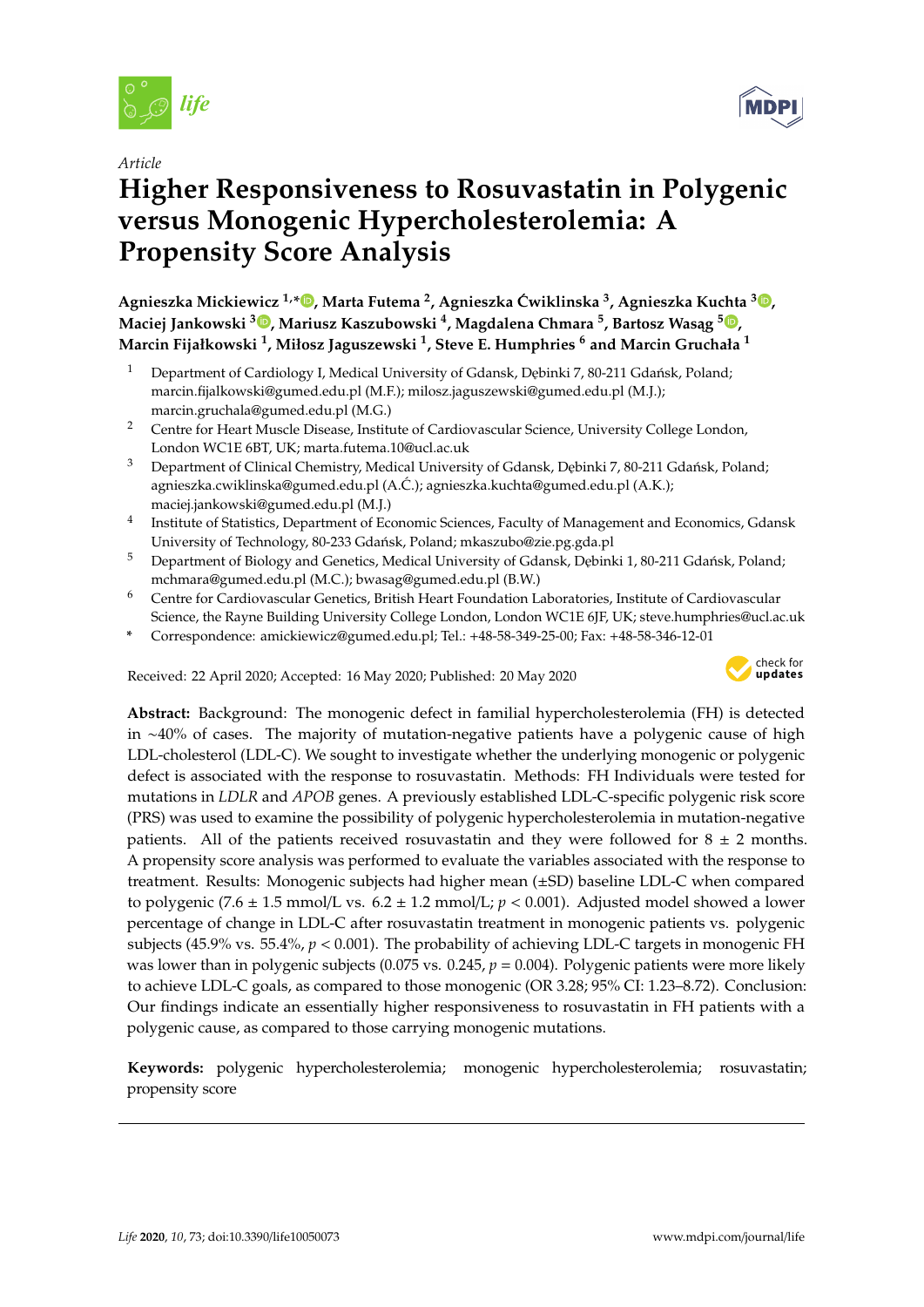*Article*

# Higher Responsiveness to Rosuvastatin in Polygenic versus Monogenic Hypercholesterolemia: A Propensity Score Analysis

**Agnieszka Mickiewicz [1,*], Marta Futema [2], Agnieszka Ćwiklinska [3], Agnieszka Kuchta [3], Maciej Jankowski [3], Mariusz Kaszubowski [4], Magdalena Chmara [5], Bartosz Wasąg [5], Marcin Fijałkowski [1], Miłosz Jaguszewski [1], Steve E. Humphries [6] and Marcin Gruchała [1]**

1. Department of Cardiology I, Medical University of Gdansk, Dębinki 7, 80-211 Gdańsk, Poland; marcin.fijalkowski@gumed.edu.pl (M.F.); milosz.jaguszewski@gumed.edu.pl (M.J.); marcin.gruchala@gumed.edu.pl (M.G.)
2. Centre for Heart Muscle Disease, Institute of Cardiovascular Science, University College London, London WC1E 6BT, UK; marta.futema.10@ucl.ac.uk
3. Department of Clinical Chemistry, Medical University of Gdansk, Dębinki 7, 80-211 Gdańsk, Poland; agnieszka.cwiklinska@gumed.edu.pl (A.Ć.); agnieszka.kuchta@gumed.edu.pl (A.K.); maciej.jankowski@gumed.edu.pl (M.J.)
4. Institute of Statistics, Department of Economic Sciences, Faculty of Management and Economics, Gdansk University of Technology, 80-233 Gdańsk, Poland; mkaszubo@zie.pg.gda.pl
5. Department of Biology and Genetics, Medical University of Gdansk, Dębinki 1, 80-211 Gdańsk, Poland; mchmara@gumed.edu.pl (M.C.); bwasag@gumed.edu.pl (B.W.)
6. Centre for Cardiovascular Genetics, British Heart Foundation Laboratories, Institute of Cardiovascular Science, the Rayne Building University College London, London WC1E 6JF, UK; steve.humphries@ucl.ac.uk

\* Correspondence: amickiewicz@gumed.edu.pl; Tel.: +48-58-349-25-00; Fax: +48-58-346-12-01

Received: 22 April 2020; Accepted: 16 May 2020; Published: 20 May 2020

**Abstract:** Background: The monogenic defect in familial hypercholesterolemia (FH) is detected in ~40% of cases. The majority of mutation-negative patients have a polygenic cause of high LDL-cholesterol (LDL-C). We sought to investigate whether the underlying monogenic or polygenic defect is associated with the response to rosuvastatin. Methods: FH Individuals were tested for mutations in *LDLR* and *APOB* genes. A previously established LDL-C-specific polygenic risk score (PRS) was used to examine the possibility of polygenic hypercholesterolemia in mutation-negative patients. All of the patients received rosuvastatin and they were followed for 8 ± 2 months. A propensity score analysis was performed to evaluate the variables associated with the response to treatment. Results: Monogenic subjects had higher mean (±SD) baseline LDL-C when compared to polygenic (7.6 ± 1.5 mmol/L vs. 6.2 ± 1.2 mmol/L; $p < 0.001$). Adjusted model showed a lower percentage of change in LDL-C after rosuvastatin treatment in monogenic patients vs. polygenic subjects (45.9% vs. 55.4%, $p < 0.001$). The probability of achieving LDL-C targets in monogenic FH was lower than in polygenic subjects (0.075 vs. 0.245, $p = 0.004$). Polygenic patients were more likely to achieve LDL-C goals, as compared to those monogenic (OR 3.28; 95% CI: 1.23–8.72). Conclusion: Our findings indicate an essentially higher responsiveness to rosuvastatin in FH patients with a polygenic cause, as compared to those carrying monogenic mutations.

**Keywords:** polygenic hypercholesterolemia; monogenic hypercholesterolemia; rosuvastatin; propensity score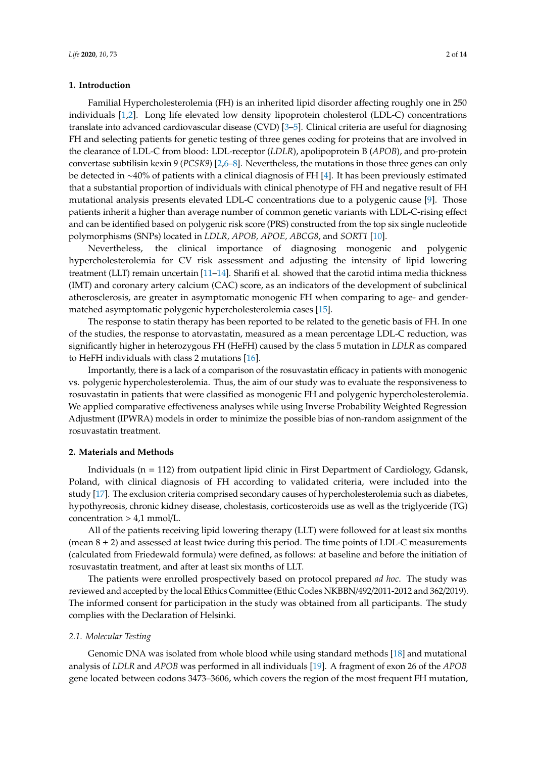## 1. Introduction

Familial Hypercholesterolemia (FH) is an inherited lipid disorder affecting roughly one in 250 individuals [1,2]. Long life elevated low density lipoprotein cholesterol (LDL-C) concentrations translate into advanced cardiovascular disease (CVD) [3–5]. Clinical criteria are useful for diagnosing FH and selecting patients for genetic testing of three genes coding for proteins that are involved in the clearance of LDL-C from blood: LDL-receptor (*LDLR*), apolipoprotein B (*APOB*), and pro-protein convertase subtilisin kexin 9 (*PCSK9*) [2,6–8]. Nevertheless, the mutations in those three genes can only be detected in ~40% of patients with a clinical diagnosis of FH [4]. It has been previously estimated that a substantial proportion of individuals with clinical phenotype of FH and negative result of FH mutational analysis presents elevated LDL-C concentrations due to a polygenic cause [9]. Those patients inherit a higher than average number of common genetic variants with LDL-C-rising effect and can be identified based on polygenic risk score (PRS) constructed from the top six single nucleotide polymorphisms (SNPs) located in *LDLR, APOB, APOE, ABCG8*, and *SORT1* [10].

Nevertheless, the clinical importance of diagnosing monogenic and polygenic hypercholesterolemia for CV risk assessment and adjusting the intensity of lipid lowering treatment (LLT) remain uncertain [11–14]. Sharifi et al. showed that the carotid intima media thickness (IMT) and coronary artery calcium (CAC) score, as an indicators of the development of subclinical atherosclerosis, are greater in asymptomatic monogenic FH when comparing to age- and gender-matched asymptomatic polygenic hypercholesterolemia cases [15].

The response to statin therapy has been reported to be related to the genetic basis of FH. In one of the studies, the response to atorvastatin, measured as a mean percentage LDL-C reduction, was significantly higher in heterozygous FH (HeFH) caused by the class 5 mutation in *LDLR* as compared to HeFH individuals with class 2 mutations [16].

Importantly, there is a lack of a comparison of the rosuvastatin efficacy in patients with monogenic vs. polygenic hypercholesterolemia. Thus, the aim of our study was to evaluate the responsiveness to rosuvastatin in patients that were classified as monogenic FH and polygenic hypercholesterolemia. We applied comparative effectiveness analyses while using Inverse Probability Weighted Regression Adjustment (IPWRA) models in order to minimize the possible bias of non-random assignment of the rosuvastatin treatment.

## 2. Materials and Methods

Individuals (n = 112) from outpatient lipid clinic in First Department of Cardiology, Gdansk, Poland, with clinical diagnosis of FH according to validated criteria, were included into the study [17]. The exclusion criteria comprised secondary causes of hypercholesterolemia such as diabetes, hypothyreosis, chronic kidney disease, cholestasis, corticosteroids use as well as the triglyceride (TG) concentration > 4,1 mmol/L.

All of the patients receiving lipid lowering therapy (LLT) were followed for at least six months (mean 8 ± 2) and assessed at least twice during this period. The time points of LDL-C measurements (calculated from Friedewald formula) were defined, as follows: at baseline and before the initiation of rosuvastatin treatment, and after at least six months of LLT.

The patients were enrolled prospectively based on protocol prepared *ad hoc*. The study was reviewed and accepted by the local Ethics Committee (Ethic Codes NKBBN/492/2011-2012 and 362/2019). The informed consent for participation in the study was obtained from all participants. The study complies with the Declaration of Helsinki.

### 2.1. Molecular Testing

Genomic DNA was isolated from whole blood while using standard methods [18] and mutational analysis of *LDLR* and *APOB* was performed in all individuals [19]. A fragment of exon 26 of the *APOB* gene located between codons 3473–3606, which covers the region of the most frequent FH mutation,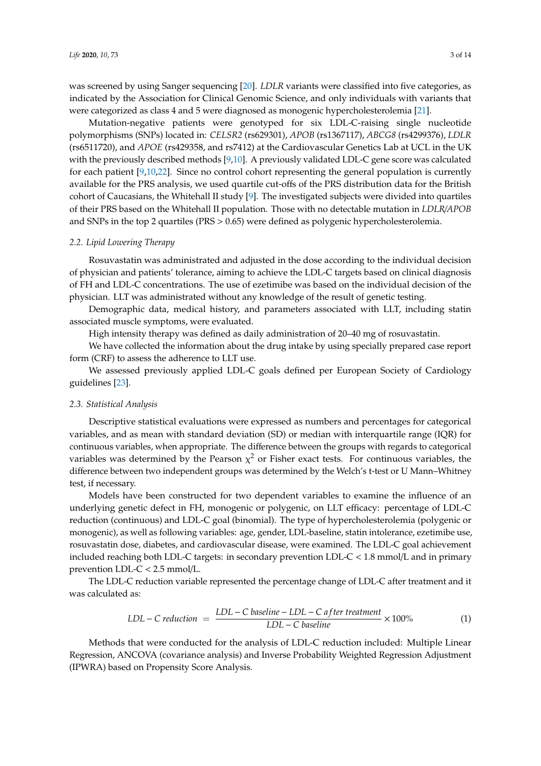was screened by using Sanger sequencing [20]. *LDLR* variants were classified into five categories, as indicated by the Association for Clinical Genomic Science, and only individuals with variants that were categorized as class 4 and 5 were diagnosed as monogenic hypercholesterolemia [21].

Mutation-negative patients were genotyped for six LDL-C-raising single nucleotide polymorphisms (SNPs) located in: *CELSR2* (rs629301), *APOB* (rs1367117), *ABCG8* (rs4299376), *LDLR* (rs6511720), and *APOE* (rs429358, and rs7412) at the Cardiovascular Genetics Lab at UCL in the UK with the previously described methods [9,10]. A previously validated LDL-C gene score was calculated for each patient [9,10,22]. Since no control cohort representing the general population is currently available for the PRS analysis, we used quartile cut-offs of the PRS distribution data for the British cohort of Caucasians, the Whitehall II study [9]. The investigated subjects were divided into quartiles of their PRS based on the Whitehall II population. Those with no detectable mutation in *LDLR/APOB* and SNPs in the top 2 quartiles (PRS > 0.65) were defined as polygenic hypercholesterolemia.

### 2.2. Lipid Lowering Therapy

Rosuvastatin was administrated and adjusted in the dose according to the individual decision of physician and patients' tolerance, aiming to achieve the LDL-C targets based on clinical diagnosis of FH and LDL-C concentrations. The use of ezetimibe was based on the individual decision of the physician. LLT was administrated without any knowledge of the result of genetic testing.

Demographic data, medical history, and parameters associated with LLT, including statin associated muscle symptoms, were evaluated.

High intensity therapy was defined as daily administration of 20–40 mg of rosuvastatin.

We have collected the information about the drug intake by using specially prepared case report form (CRF) to assess the adherence to LLT use.

We assessed previously applied LDL-C goals defined per European Society of Cardiology guidelines [23].

### 2.3. Statistical Analysis

Descriptive statistical evaluations were expressed as numbers and percentages for categorical variables, and as mean with standard deviation (SD) or median with interquartile range (IQR) for continuous variables, when appropriate. The difference between the groups with regards to categorical variables was determined by the Pearson $\chi^2$ or Fisher exact tests. For continuous variables, the difference between two independent groups was determined by the Welch's t-test or U Mann–Whitney test, if necessary.

Models have been constructed for two dependent variables to examine the influence of an underlying genetic defect in FH, monogenic or polygenic, on LLT efficacy: percentage of LDL-C reduction (continuous) and LDL-C goal (binomial). The type of hypercholesterolemia (polygenic or monogenic), as well as following variables: age, gender, LDL-baseline, statin intolerance, ezetimibe use, rosuvastatin dose, diabetes, and cardiovascular disease, were examined. The LDL-C goal achievement included reaching both LDL-C targets: in secondary prevention LDL-C < 1.8 mmol/L and in primary prevention LDL-C < 2.5 mmol/L.

The LDL-C reduction variable represented the percentage change of LDL-C after treatment and it was calculated as:

$$LDL-C\ reduction = \frac{LDL-C\ baseline - LDL-C\ after\ treatment}{LDL-C\ baseline} \times 100\% \tag{1}$$

Methods that were conducted for the analysis of LDL-C reduction included: Multiple Linear Regression, ANCOVA (covariance analysis) and Inverse Probability Weighted Regression Adjustment (IPWRA) based on Propensity Score Analysis.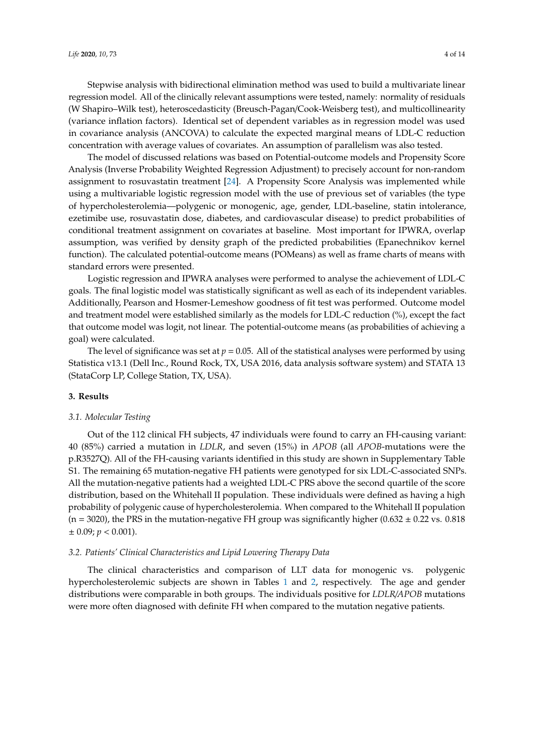Stepwise analysis with bidirectional elimination method was used to build a multivariate linear regression model. All of the clinically relevant assumptions were tested, namely: normality of residuals (W Shapiro–Wilk test), heteroscedasticity (Breusch-Pagan/Cook-Weisberg test), and multicollinearity (variance inflation factors). Identical set of dependent variables as in regression model was used in covariance analysis (ANCOVA) to calculate the expected marginal means of LDL-C reduction concentration with average values of covariates. An assumption of parallelism was also tested.

The model of discussed relations was based on Potential-outcome models and Propensity Score Analysis (Inverse Probability Weighted Regression Adjustment) to precisely account for non-random assignment to rosuvastatin treatment [24]. A Propensity Score Analysis was implemented while using a multivariable logistic regression model with the use of previous set of variables (the type of hypercholesterolemia—polygenic or monogenic, age, gender, LDL-baseline, statin intolerance, ezetimibe use, rosuvastatin dose, diabetes, and cardiovascular disease) to predict probabilities of conditional treatment assignment on covariates at baseline. Most important for IPWRA, overlap assumption, was verified by density graph of the predicted probabilities (Epanechnikov kernel function). The calculated potential-outcome means (POMeans) as well as frame charts of means with standard errors were presented.

Logistic regression and IPWRA analyses were performed to analyse the achievement of LDL-C goals. The final logistic model was statistically significant as well as each of its independent variables. Additionally, Pearson and Hosmer-Lemeshow goodness of fit test was performed. Outcome model and treatment model were established similarly as the models for LDL-C reduction (%), except the fact that outcome model was logit, not linear. The potential-outcome means (as probabilities of achieving a goal) were calculated.

The level of significance was set at $p = 0.05$. All of the statistical analyses were performed by using Statistica v13.1 (Dell Inc., Round Rock, TX, USA 2016, data analysis software system) and STATA 13 (StataCorp LP, College Station, TX, USA).

## 3. Results

### *3.1. Molecular Testing*

Out of the 112 clinical FH subjects, 47 individuals were found to carry an FH-causing variant: 40 (85%) carried a mutation in *LDLR*, and seven (15%) in *APOB* (all *APOB*-mutations were the p.R3527Q). All of the FH-causing variants identified in this study are shown in Supplementary Table S1. The remaining 65 mutation-negative FH patients were genotyped for six LDL-C-associated SNPs. All the mutation-negative patients had a weighted LDL-C PRS above the second quartile of the score distribution, based on the Whitehall II population. These individuals were defined as having a high probability of polygenic cause of hypercholesterolemia. When compared to the Whitehall II population ($n = 3020$), the PRS in the mutation-negative FH group was significantly higher ($0.632 \pm 0.22$ vs. $0.818 \pm 0.09$; $p < 0.001$).

### *3.2. Patients' Clinical Characteristics and Lipid Lowering Therapy Data*

The clinical characteristics and comparison of LLT data for monogenic vs. polygenic hypercholesterolemic subjects are shown in Tables 1 and 2, respectively. The age and gender distributions were comparable in both groups. The individuals positive for *LDLR/APOB* mutations were more often diagnosed with definite FH when compared to the mutation negative patients.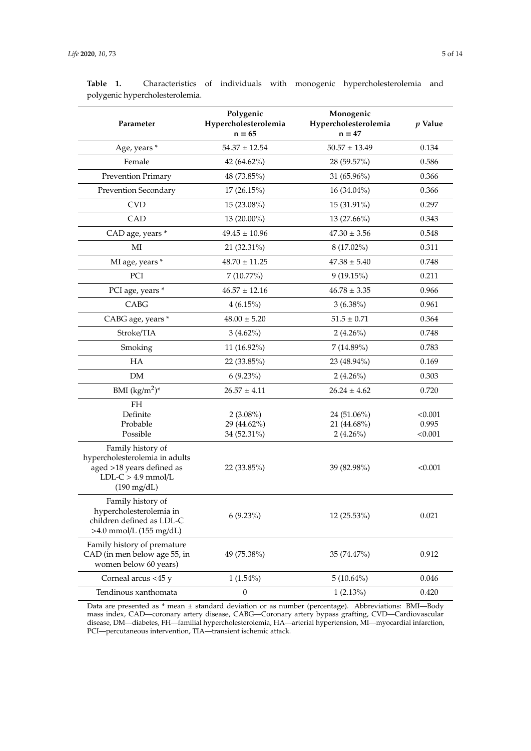**Table 1.** Characteristics of individuals with monogenic hypercholesterolemia and polygenic hypercholesterolemia.

| Parameter | Polygenic Hypercholesterolemia n = 65 | Monogenic Hypercholesterolemia n = 47 | *p* Value |
|---|---|---|---|
| Age, years * | 54.37 ± 12.54 | 50.57 ± 13.49 | 0.134 |
| Female | 42 (64.62%) | 28 (59.57%) | 0.586 |
| Prevention Primary | 48 (73.85%) | 31 (65.96%) | 0.366 |
| Prevention Secondary | 17 (26.15%) | 16 (34.04%) | 0.366 |
| CVD | 15 (23.08%) | 15 (31.91%) | 0.297 |
| CAD | 13 (20.00%) | 13 (27.66%) | 0.343 |
| CAD age, years * | 49.45 ± 10.96 | 47.30 ± 3.56 | 0.548 |
| MI | 21 (32.31%) | 8 (17.02%) | 0.311 |
| MI age, years * | 48.70 ± 11.25 | 47.38 ± 5.40 | 0.748 |
| PCI | 7 (10.77%) | 9 (19.15%) | 0.211 |
| PCI age, years * | 46.57 ± 12.16 | 46.78 ± 3.35 | 0.966 |
| CABG | 4 (6.15%) | 3 (6.38%) | 0.961 |
| CABG age, years * | 48.00 ± 5.20 | 51.5 ± 0.71 | 0.364 |
| Stroke/TIA | 3 (4.62%) | 2 (4.26%) | 0.748 |
| Smoking | 11 (16.92%) | 7 (14.89%) | 0.783 |
| HA | 22 (33.85%) | 23 (48.94%) | 0.169 |
| DM | 6 (9.23%) | 2 (4.26%) | 0.303 |
| BMI ($kg/m^2$)* | 26.57 ± 4.11 | 26.24 ± 4.62 | 0.720 |
| FH | | | |
| Definite | 2 (3.08%) | 24 (51.06%) | <0.001 |
| Probable | 29 (44.62%) | 21 (44.68%) | 0.995 |
| Possible | 34 (52.31%) | 2 (4.26%) | <0.001 |
| Family history of hypercholesterolemia in adults aged >18 years defined as LDL-C > 4.9 mmol/L (190 mg/dL) | 22 (33.85%) | 39 (82.98%) | <0.001 |
| Family history of hypercholesterolemia in children defined as LDL-C >4.0 mmol/L (155 mg/dL) | 6 (9.23%) | 12 (25.53%) | 0.021 |
| Family history of premature CAD (in men below age 55, in women below 60 years) | 49 (75.38%) | 35 (74.47%) | 0.912 |
| Corneal arcus <45 y | 1 (1.54%) | 5 (10.64%) | 0.046 |
| Tendinous xanthomata | 0 | 1 (2.13%) | 0.420 |

Data are presented as * mean ± standard deviation or as number (percentage). Abbreviations: BMI—Body mass index, CAD—coronary artery disease, CABG—Coronary artery bypass grafting, CVD—Cardiovascular disease, DM—diabetes, FH—familial hypercholesterolemia, HA—arterial hypertension, MI—myocardial infarction, PCI—percutaneous intervention, TIA—transient ischemic attack.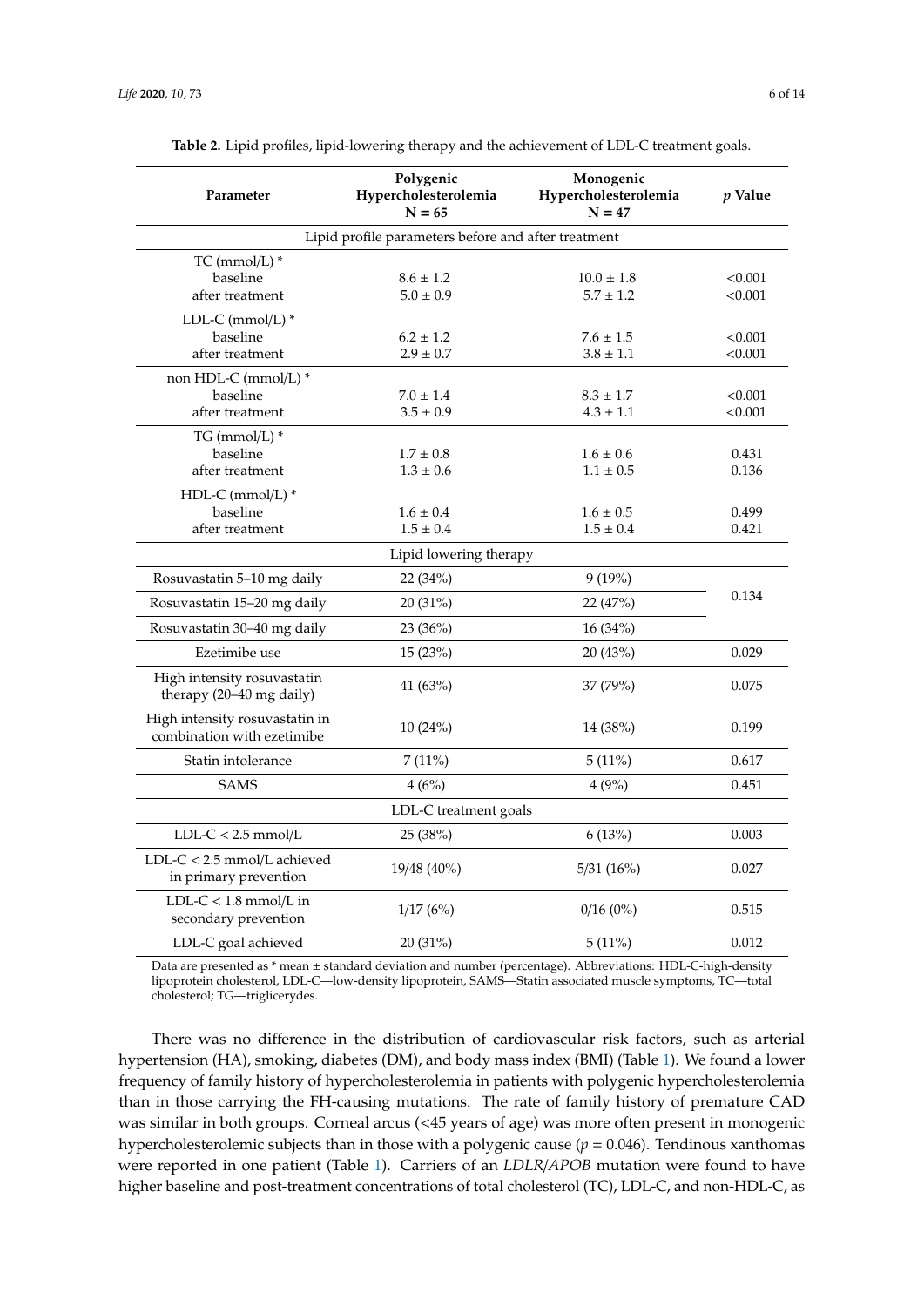**Table 2.** Lipid profiles, lipid-lowering therapy and the achievement of LDL-C treatment goals.

| Parameter | Polygenic Hypercholesterolemia N = 65 | Monogenic Hypercholesterolemia N = 47 | *p* Value |
|---|---|---|---|
| **Lipid profile parameters before and after treatment** | | | |
| TC (mmol/L) * | | | |
| baseline | 8.6 ± 1.2 | 10.0 ± 1.8 | <0.001 |
| after treatment | 5.0 ± 0.9 | 5.7 ± 1.2 | <0.001 |
| LDL-C (mmol/L) * | | | |
| baseline | 6.2 ± 1.2 | 7.6 ± 1.5 | <0.001 |
| after treatment | 2.9 ± 0.7 | 3.8 ± 1.1 | <0.001 |
| non HDL-C (mmol/L) * | | | |
| baseline | 7.0 ± 1.4 | 8.3 ± 1.7 | <0.001 |
| after treatment | 3.5 ± 0.9 | 4.3 ± 1.1 | <0.001 |
| TG (mmol/L) * | | | |
| baseline | 1.7 ± 0.8 | 1.6 ± 0.6 | 0.431 |
| after treatment | 1.3 ± 0.6 | 1.1 ± 0.5 | 0.136 |
| HDL-C (mmol/L) * | | | |
| baseline | 1.6 ± 0.4 | 1.6 ± 0.5 | 0.499 |
| after treatment | 1.5 ± 0.4 | 1.5 ± 0.4 | 0.421 |
| **Lipid lowering therapy** | | | |
| Rosuvastatin 5–10 mg daily | 22 (34%) | 9 (19%) | 0.134 |
| Rosuvastatin 15–20 mg daily | 20 (31%) | 22 (47%) | |
| Rosuvastatin 30–40 mg daily | 23 (36%) | 16 (34%) | |
| Ezetimibe use | 15 (23%) | 20 (43%) | 0.029 |
| High intensity rosuvastatin therapy (20–40 mg daily) | 41 (63%) | 37 (79%) | 0.075 |
| High intensity rosuvastatin in combination with ezetimibe | 10 (24%) | 14 (38%) | 0.199 |
| Statin intolerance | 7 (11%) | 5 (11%) | 0.617 |
| SAMS | 4 (6%) | 4 (9%) | 0.451 |
| **LDL-C treatment goals** | | | |
| LDL-C < 2.5 mmol/L | 25 (38%) | 6 (13%) | 0.003 |
| LDL-C < 2.5 mmol/L achieved in primary prevention | 19/48 (40%) | 5/31 (16%) | 0.027 |
| LDL-C < 1.8 mmol/L in secondary prevention | 1/17 (6%) | 0/16 (0%) | 0.515 |
| LDL-C goal achieved | 20 (31%) | 5 (11%) | 0.012 |

Data are presented as * mean ± standard deviation and number (percentage). Abbreviations: HDL-C-high-density lipoprotein cholesterol, LDL-C—low-density lipoprotein, SAMS—Statin associated muscle symptoms, TC—total cholesterol; TG—triglicerydes.

There was no difference in the distribution of cardiovascular risk factors, such as arterial hypertension (HA), smoking, diabetes (DM), and body mass index (BMI) (Table 1). We found a lower frequency of family history of hypercholesterolemia in patients with polygenic hypercholesterolemia than in those carrying the FH-causing mutations. The rate of family history of premature CAD was similar in both groups. Corneal arcus (<45 years of age) was more often present in monogenic hypercholesterolemic subjects than in those with a polygenic cause ($p = 0.046$). Tendinous xanthomas were reported in one patient (Table 1). Carriers of an *LDLR*/*APOB* mutation were found to have higher baseline and post-treatment concentrations of total cholesterol (TC), LDL-C, and non-HDL-C, as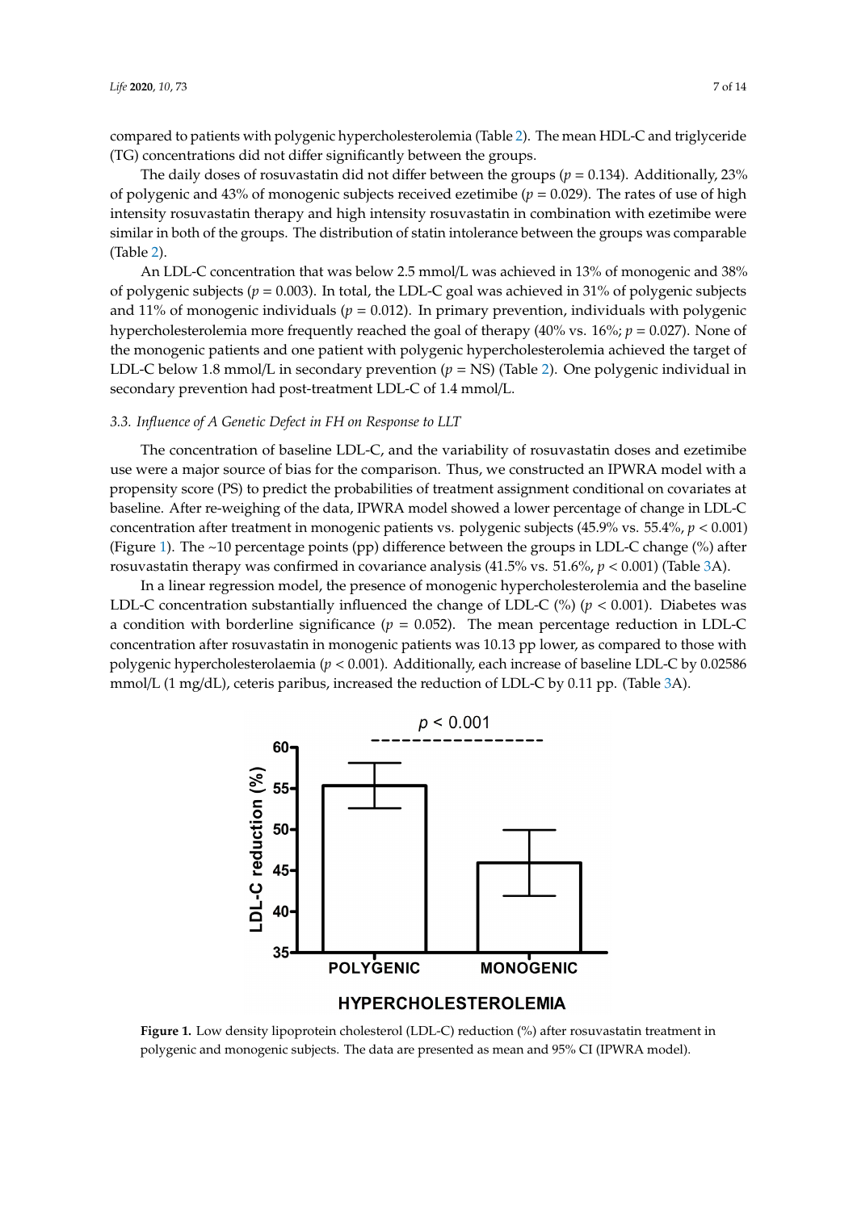compared to patients with polygenic hypercholesterolemia (Table 2). The mean HDL-C and triglyceride (TG) concentrations did not differ significantly between the groups.

The daily doses of rosuvastatin did not differ between the groups ($p = 0.134$). Additionally, 23% of polygenic and 43% of monogenic subjects received ezetimibe ($p = 0.029$). The rates of use of high intensity rosuvastatin therapy and high intensity rosuvastatin in combination with ezetimibe were similar in both of the groups. The distribution of statin intolerance between the groups was comparable (Table 2).

An LDL-C concentration that was below 2.5 mmol/L was achieved in 13% of monogenic and 38% of polygenic subjects ($p = 0.003$). In total, the LDL-C goal was achieved in 31% of polygenic subjects and 11% of monogenic individuals ($p = 0.012$). In primary prevention, individuals with polygenic hypercholesterolemia more frequently reached the goal of therapy (40% vs. 16%; $p = 0.027$). None of the monogenic patients and one patient with polygenic hypercholesterolemia achieved the target of LDL-C below 1.8 mmol/L in secondary prevention ($p$ = NS) (Table 2). One polygenic individual in secondary prevention had post-treatment LDL-C of 1.4 mmol/L.

### *3.3. Influence of A Genetic Defect in FH on Response to LLT*

The concentration of baseline LDL-C, and the variability of rosuvastatin doses and ezetimibe use were a major source of bias for the comparison. Thus, we constructed an IPWRA model with a propensity score (PS) to predict the probabilities of treatment assignment conditional on covariates at baseline. After re-weighing of the data, IPWRA model showed a lower percentage of change in LDL-C concentration after treatment in monogenic patients vs. polygenic subjects (45.9% vs. 55.4%, $p < 0.001$) (Figure 1). The ~10 percentage points (pp) difference between the groups in LDL-C change (%) after rosuvastatin therapy was confirmed in covariance analysis (41.5% vs. 51.6%, $p < 0.001$) (Table 3A).

In a linear regression model, the presence of monogenic hypercholesterolemia and the baseline LDL-C concentration substantially influenced the change of LDL-C (%) ($p < 0.001$). Diabetes was a condition with borderline significance ($p = 0.052$). The mean percentage reduction in LDL-C concentration after rosuvastatin in monogenic patients was 10.13 pp lower, as compared to those with polygenic hypercholesterolaemia ($p < 0.001$). Additionally, each increase of baseline LDL-C by 0.02586 mmol/L (1 mg/dL), ceteris paribus, increased the reduction of LDL-C by 0.11 pp. (Table 3A).

**Figure 1.** Low density lipoprotein cholesterol (LDL-C) reduction (%) after rosuvastatin treatment in polygenic and monogenic subjects. The data are presented as mean and 95% CI (IPWRA model).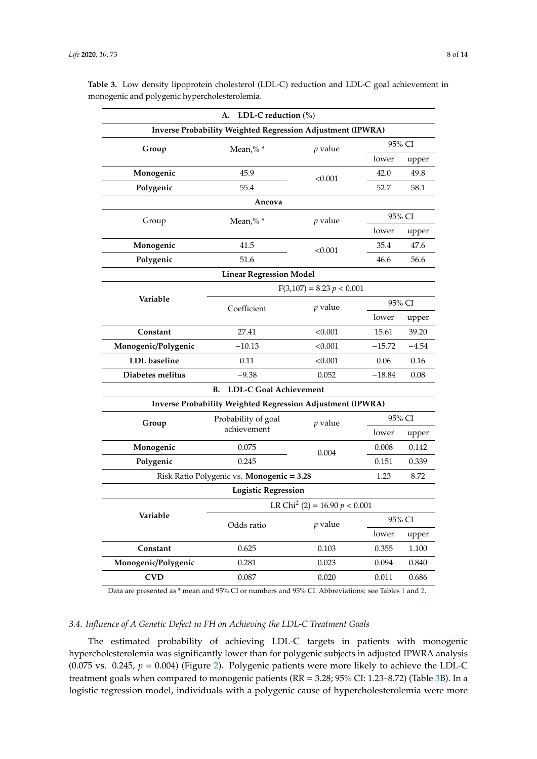**Table 3.** Low density lipoprotein cholesterol (LDL-C) reduction and LDL-C goal achievement in monogenic and polygenic hypercholesterolemia.

| **A. LDL-C reduction (%)** | | | | |
|---|---|---|---|---|
| **Inverse Probability Weighted Regression Adjustment (IPWRA)** | | | | |
| **Group** | Mean,% * | *p* value | 95% CI | |
| | | | lower | upper |
| **Monogenic** | 45.9 | <0.001 | 42.0 | 49.8 |
| **Polygenic** | 55.4 | | 52.7 | 58.1 |
| **Ancova** | | | | |
| Group | Mean,% * | *p* value | 95% CI | |
| | | | lower | upper |
| **Monogenic** | 41.5 | <0.001 | 35.4 | 47.6 |
| **Polygenic** | 51.6 | | 46.6 | 56.6 |
| **Linear Regression Model** | | | | |
| **Variable** | $F(3,107) = 8.23$ $p < 0.001$ | | | |
| | Coefficient | *p* value | 95% CI | |
| | | | lower | upper |
| **Constant** | 27.41 | <0.001 | 15.61 | 39.20 |
| **Monogenic/Polygenic** | −10.13 | <0.001 | −15.72 | −4.54 |
| **LDL baseline** | 0.11 | <0.001 | 0.06 | 0.16 |
| **Diabetes melitus** | −9.38 | 0.052 | −18.84 | 0.08 |
| **B. LDL-C Goal Achievement** | | | | |
| **Inverse Probability Weighted Regression Adjustment (IPWRA)** | | | | |
| **Group** | Probability of goal achievement | *p* value | 95% CI | |
| | | | lower | upper |
| **Monogenic** | 0.075 | 0.004 | 0.008 | 0.142 |
| **Polygenic** | 0.245 | | 0.151 | 0.339 |
| Risk Ratio Polygenic vs. **Monogenic = 3.28** | | | 1.23 | 8.72 |
| **Logistic Regression** | | | | |
| **Variable** | LR $Chi^2$ (2) = 16.90 $p < 0.001$ | | | |
| | Odds ratio | *p* value | 95% CI | |
| | | | lower | upper |
| **Constant** | 0.625 | 0.103 | 0.355 | 1.100 |
| **Monogenic/Polygenic** | 0.281 | 0.023 | 0.094 | 0.840 |
| **CVD** | 0.087 | 0.020 | 0.011 | 0.686 |

Data are presented as * mean and 95% CI or numbers and 95% CI. Abbreviations: see Tables 1 and 2.

### *3.4. Influence of A Genetic Defect in FH on Achieving the LDL-C Treatment Goals*

The estimated probability of achieving LDL-C targets in patients with monogenic hypercholesterolemia was significantly lower than for polygenic subjects in adjusted IPWRA analysis (0.075 vs. 0.245, $p = 0.004$) (Figure 2). Polygenic patients were more likely to achieve the LDL-C treatment goals when compared to monogenic patients (RR = 3.28; 95% CI: 1.23–8.72) (Table 3B). In a logistic regression model, individuals with a polygenic cause of hypercholesterolemia were more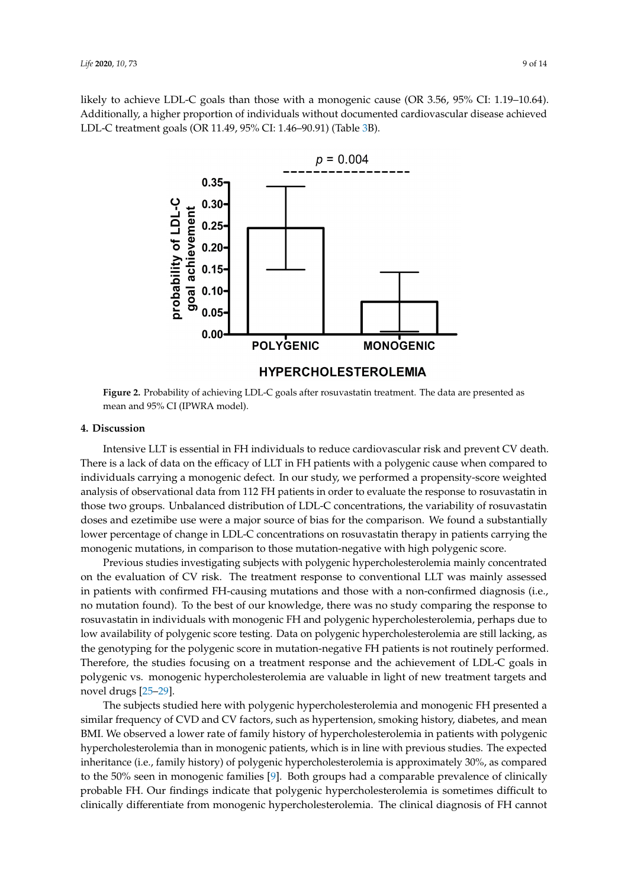likely to achieve LDL-C goals than those with a monogenic cause (OR 3.56, 95% CI: 1.19–10.64). Additionally, a higher proportion of individuals without documented cardiovascular disease achieved LDL-C treatment goals (OR 11.49, 95% CI: 1.46–90.91) (Table 3B).

**Figure 2.** Probability of achieving LDL-C goals after rosuvastatin treatment. The data are presented as mean and 95% CI (IPWRA model).

## 4. Discussion

Intensive LLT is essential in FH individuals to reduce cardiovascular risk and prevent CV death. There is a lack of data on the efficacy of LLT in FH patients with a polygenic cause when compared to individuals carrying a monogenic defect. In our study, we performed a propensity-score weighted analysis of observational data from 112 FH patients in order to evaluate the response to rosuvastatin in those two groups. Unbalanced distribution of LDL-C concentrations, the variability of rosuvastatin doses and ezetimibe use were a major source of bias for the comparison. We found a substantially lower percentage of change in LDL-C concentrations on rosuvastatin therapy in patients carrying the monogenic mutations, in comparison to those mutation-negative with high polygenic score.

Previous studies investigating subjects with polygenic hypercholesterolemia mainly concentrated on the evaluation of CV risk. The treatment response to conventional LLT was mainly assessed in patients with confirmed FH-causing mutations and those with a non-confirmed diagnosis (i.e., no mutation found). To the best of our knowledge, there was no study comparing the response to rosuvastatin in individuals with monogenic FH and polygenic hypercholesterolemia, perhaps due to low availability of polygenic score testing. Data on polygenic hypercholesterolemia are still lacking, as the genotyping for the polygenic score in mutation-negative FH patients is not routinely performed. Therefore, the studies focusing on a treatment response and the achievement of LDL-C goals in polygenic vs. monogenic hypercholesterolemia are valuable in light of new treatment targets and novel drugs [25–29].

The subjects studied here with polygenic hypercholesterolemia and monogenic FH presented a similar frequency of CVD and CV factors, such as hypertension, smoking history, diabetes, and mean BMI. We observed a lower rate of family history of hypercholesterolemia in patients with polygenic hypercholesterolemia than in monogenic patients, which is in line with previous studies. The expected inheritance (i.e., family history) of polygenic hypercholesterolemia is approximately 30%, as compared to the 50% seen in monogenic families [9]. Both groups had a comparable prevalence of clinically probable FH. Our findings indicate that polygenic hypercholesterolemia is sometimes difficult to clinically differentiate from monogenic hypercholesterolemia. The clinical diagnosis of FH cannot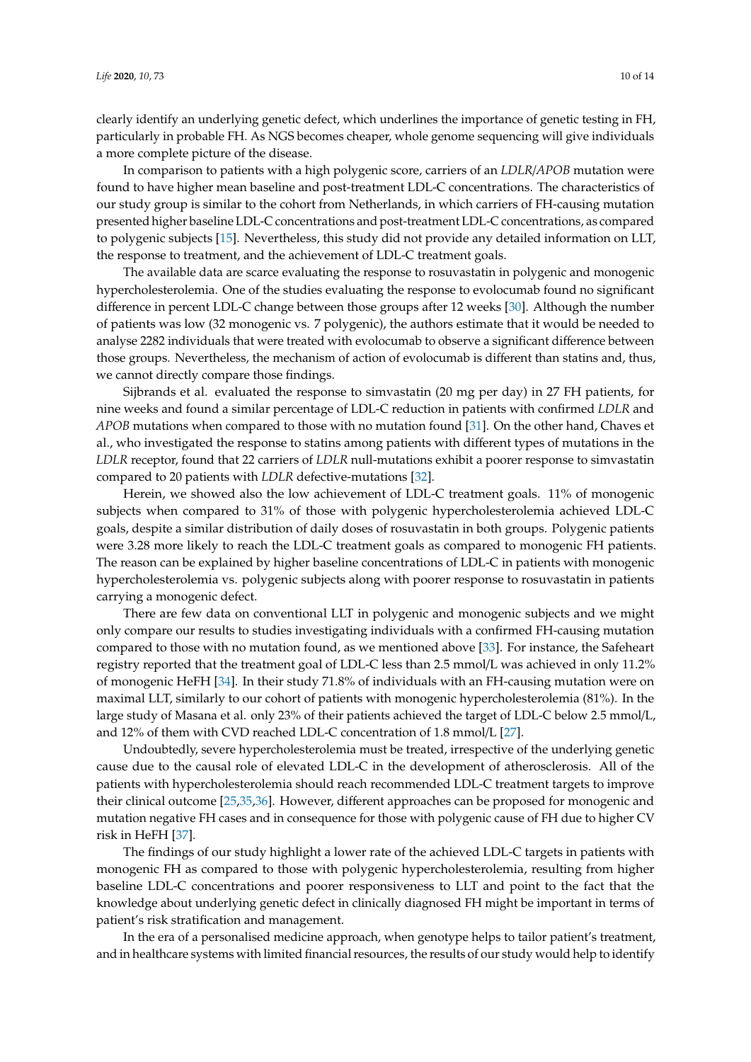clearly identify an underlying genetic defect, which underlines the importance of genetic testing in FH, particularly in probable FH. As NGS becomes cheaper, whole genome sequencing will give individuals a more complete picture of the disease.

In comparison to patients with a high polygenic score, carriers of an *LDLR*/*APOB* mutation were found to have higher mean baseline and post-treatment LDL-C concentrations. The characteristics of our study group is similar to the cohort from Netherlands, in which carriers of FH-causing mutation presented higher baseline LDL-C concentrations and post-treatment LDL-C concentrations, as compared to polygenic subjects [15]. Nevertheless, this study did not provide any detailed information on LLT, the response to treatment, and the achievement of LDL-C treatment goals.

The available data are scarce evaluating the response to rosuvastatin in polygenic and monogenic hypercholesterolemia. One of the studies evaluating the response to evolocumab found no significant difference in percent LDL-C change between those groups after 12 weeks [30]. Although the number of patients was low (32 monogenic vs. 7 polygenic), the authors estimate that it would be needed to analyse 2282 individuals that were treated with evolocumab to observe a significant difference between those groups. Nevertheless, the mechanism of action of evolocumab is different than statins and, thus, we cannot directly compare those findings.

Sijbrands et al. evaluated the response to simvastatin (20 mg per day) in 27 FH patients, for nine weeks and found a similar percentage of LDL-C reduction in patients with confirmed *LDLR* and *APOB* mutations when compared to those with no mutation found [31]. On the other hand, Chaves et al., who investigated the response to statins among patients with different types of mutations in the *LDLR* receptor, found that 22 carriers of *LDLR* null-mutations exhibit a poorer response to simvastatin compared to 20 patients with *LDLR* defective-mutations [32].

Herein, we showed also the low achievement of LDL-C treatment goals. 11% of monogenic subjects when compared to 31% of those with polygenic hypercholesterolemia achieved LDL-C goals, despite a similar distribution of daily doses of rosuvastatin in both groups. Polygenic patients were 3.28 more likely to reach the LDL-C treatment goals as compared to monogenic FH patients. The reason can be explained by higher baseline concentrations of LDL-C in patients with monogenic hypercholesterolemia vs. polygenic subjects along with poorer response to rosuvastatin in patients carrying a monogenic defect.

There are few data on conventional LLT in polygenic and monogenic subjects and we might only compare our results to studies investigating individuals with a confirmed FH-causing mutation compared to those with no mutation found, as we mentioned above [33]. For instance, the Safeheart registry reported that the treatment goal of LDL-C less than 2.5 mmol/L was achieved in only 11.2% of monogenic HeFH [34]. In their study 71.8% of individuals with an FH-causing mutation were on maximal LLT, similarly to our cohort of patients with monogenic hypercholesterolemia (81%). In the large study of Masana et al. only 23% of their patients achieved the target of LDL-C below 2.5 mmol/L, and 12% of them with CVD reached LDL-C concentration of 1.8 mmol/L [27].

Undoubtedly, severe hypercholesterolemia must be treated, irrespective of the underlying genetic cause due to the causal role of elevated LDL-C in the development of atherosclerosis. All of the patients with hypercholesterolemia should reach recommended LDL-C treatment targets to improve their clinical outcome [25,35,36]. However, different approaches can be proposed for monogenic and mutation negative FH cases and in consequence for those with polygenic cause of FH due to higher CV risk in HeFH [37].

The findings of our study highlight a lower rate of the achieved LDL-C targets in patients with monogenic FH as compared to those with polygenic hypercholesterolemia, resulting from higher baseline LDL-C concentrations and poorer responsiveness to LLT and point to the fact that the knowledge about underlying genetic defect in clinically diagnosed FH might be important in terms of patient's risk stratification and management.

In the era of a personalised medicine approach, when genotype helps to tailor patient's treatment, and in healthcare systems with limited financial resources, the results of our study would help to identify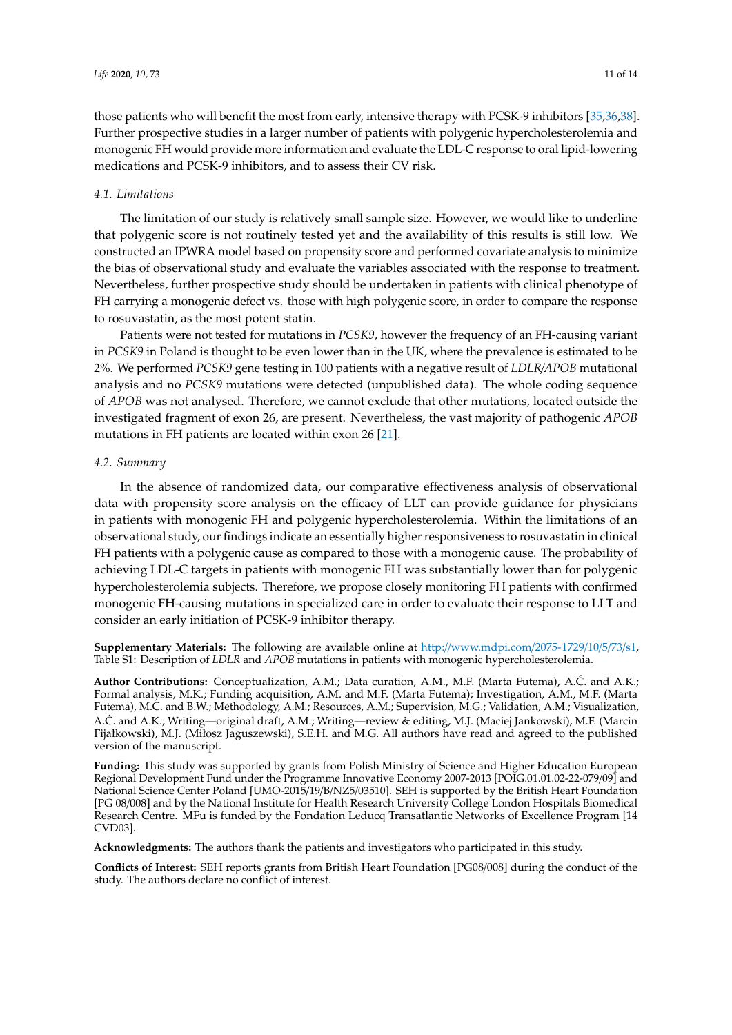those patients who will benefit the most from early, intensive therapy with PCSK-9 inhibitors [35,36,38]. Further prospective studies in a larger number of patients with polygenic hypercholesterolemia and monogenic FH would provide more information and evaluate the LDL-C response to oral lipid-lowering medications and PCSK-9 inhibitors, and to assess their CV risk.

### *4.1. Limitations*

The limitation of our study is relatively small sample size. However, we would like to underline that polygenic score is not routinely tested yet and the availability of this results is still low. We constructed an IPWRA model based on propensity score and performed covariate analysis to minimize the bias of observational study and evaluate the variables associated with the response to treatment. Nevertheless, further prospective study should be undertaken in patients with clinical phenotype of FH carrying a monogenic defect vs. those with high polygenic score, in order to compare the response to rosuvastatin, as the most potent statin.

Patients were not tested for mutations in *PCSK9*, however the frequency of an FH-causing variant in *PCSK9* in Poland is thought to be even lower than in the UK, where the prevalence is estimated to be 2%. We performed *PCSK9* gene testing in 100 patients with a negative result of *LDLR/APOB* mutational analysis and no *PCSK9* mutations were detected (unpublished data). The whole coding sequence of *APOB* was not analysed. Therefore, we cannot exclude that other mutations, located outside the investigated fragment of exon 26, are present. Nevertheless, the vast majority of pathogenic *APOB* mutations in FH patients are located within exon 26 [21].

### *4.2. Summary*

In the absence of randomized data, our comparative effectiveness analysis of observational data with propensity score analysis on the efficacy of LLT can provide guidance for physicians in patients with monogenic FH and polygenic hypercholesterolemia. Within the limitations of an observational study, our findings indicate an essentially higher responsiveness to rosuvastatin in clinical FH patients with a polygenic cause as compared to those with a monogenic cause. The probability of achieving LDL-C targets in patients with monogenic FH was substantially lower than for polygenic hypercholesterolemia subjects. Therefore, we propose closely monitoring FH patients with confirmed monogenic FH-causing mutations in specialized care in order to evaluate their response to LLT and consider an early initiation of PCSK-9 inhibitor therapy.

**Supplementary Materials:** The following are available online at http://www.mdpi.com/2075-1729/10/5/73/s1, Table S1: Description of *LDLR* and *APOB* mutations in patients with monogenic hypercholesterolemia.

**Author Contributions:** Conceptualization, A.M.; Data curation, A.M., M.F. (Marta Futema), A.Ć. and A.K.; Formal analysis, M.K.; Funding acquisition, A.M. and M.F. (Marta Futema); Investigation, A.M., M.F. (Marta Futema), M.C. and B.W.; Methodology, A.M.; Resources, A.M.; Supervision, M.G.; Validation, A.M.; Visualization, A.Ć. and A.K.; Writing—original draft, A.M.; Writing—review & editing, M.J. (Maciej Jankowski), M.F. (Marcin Fijałkowski), M.J. (Miłosz Jaguszewski), S.E.H. and M.G. All authors have read and agreed to the published version of the manuscript.

**Funding:** This study was supported by grants from Polish Ministry of Science and Higher Education European Regional Development Fund under the Programme Innovative Economy 2007-2013 [POIG.01.01.02-22-079/09] and National Science Center Poland [UMO-2015/19/B/NZ5/03510]. SEH is supported by the British Heart Foundation [PG 08/008] and by the National Institute for Health Research University College London Hospitals Biomedical Research Centre. MFu is funded by the Fondation Leducq Transatlantic Networks of Excellence Program [14 CVD03].

**Acknowledgments:** The authors thank the patients and investigators who participated in this study.

**Conflicts of Interest:** SEH reports grants from British Heart Foundation [PG08/008] during the conduct of the study. The authors declare no conflict of interest.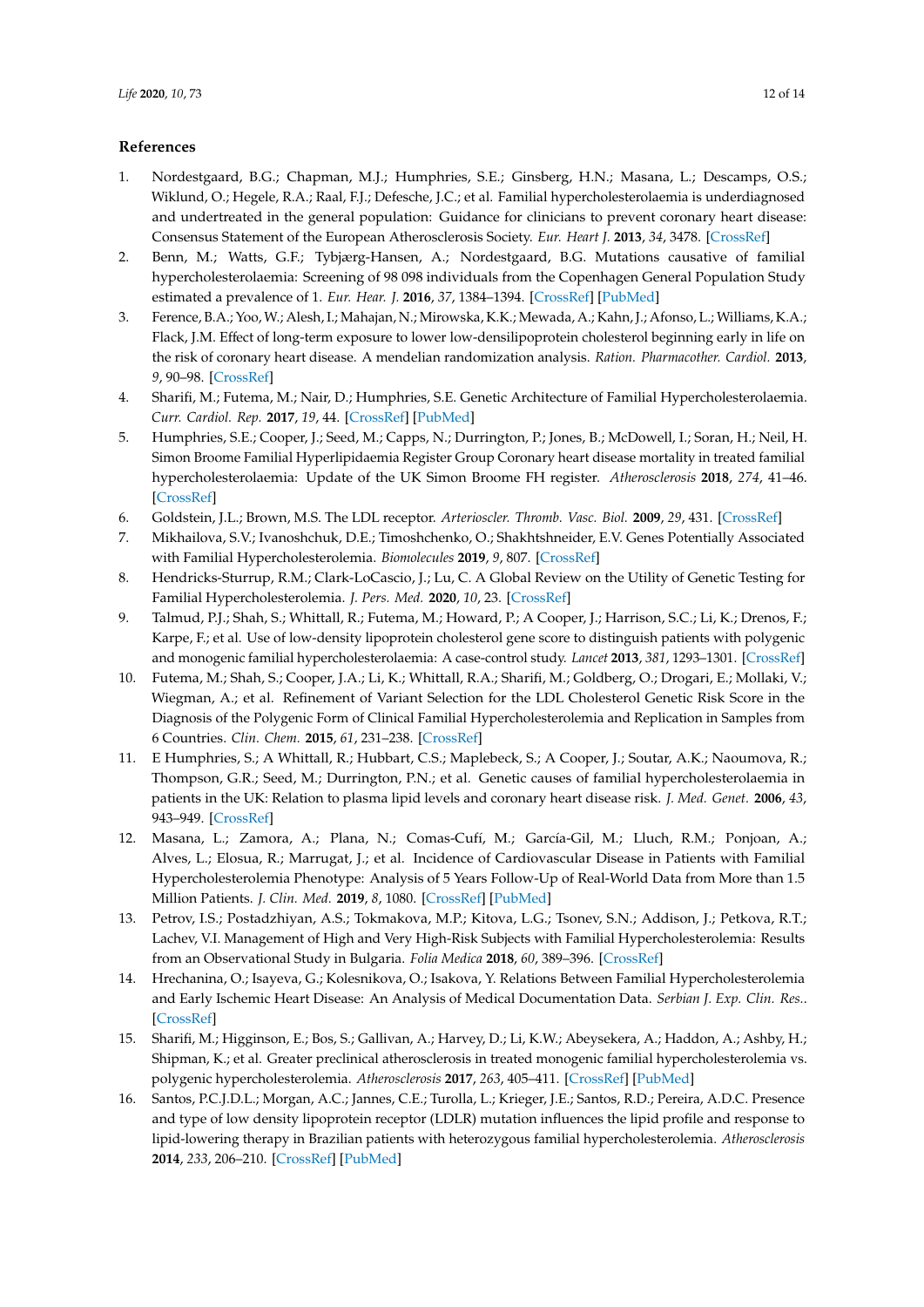## References

1. Nordestgaard, B.G.; Chapman, M.J.; Humphries, S.E.; Ginsberg, H.N.; Masana, L.; Descamps, O.S.; Wiklund, O.; Hegele, R.A.; Raal, F.J.; Defesche, J.C.; et al. Familial hypercholesterolaemia is underdiagnosed and undertreated in the general population: Guidance for clinicians to prevent coronary heart disease: Consensus Statement of the European Atherosclerosis Society. *Eur. Heart J.* **2013**, *34*, 3478. [CrossRef]
2. Benn, M.; Watts, G.F.; Tybjærg-Hansen, A.; Nordestgaard, B.G. Mutations causative of familial hypercholesterolaemia: Screening of 98 098 individuals from the Copenhagen General Population Study estimated a prevalence of 1. *Eur. Hear. J.* **2016**, *37*, 1384–1394. [CrossRef] [PubMed]
3. Ference, B.A.; Yoo, W.; Alesh, I.; Mahajan, N.; Mirowska, K.K.; Mewada, A.; Kahn, J.; Afonso, L.; Williams, K.A.; Flack, J.M. Effect of long-term exposure to lower low-densilipoprotein cholesterol beginning early in life on the risk of coronary heart disease. A mendelian randomization analysis. *Ration. Pharmacother. Cardiol.* **2013**, *9*, 90–98. [CrossRef]
4. Sharifi, M.; Futema, M.; Nair, D.; Humphries, S.E. Genetic Architecture of Familial Hypercholesterolaemia. *Curr. Cardiol. Rep.* **2017**, *19*, 44. [CrossRef] [PubMed]
5. Humphries, S.E.; Cooper, J.; Seed, M.; Capps, N.; Durrington, P.; Jones, B.; McDowell, I.; Soran, H.; Neil, H. Simon Broome Familial Hyperlipidaemia Register Group Coronary heart disease mortality in treated familial hypercholesterolaemia: Update of the UK Simon Broome FH register. *Atherosclerosis* **2018**, *274*, 41–46. [CrossRef]
6. Goldstein, J.L.; Brown, M.S. The LDL receptor. *Arterioscler. Thromb. Vasc. Biol.* **2009**, *29*, 431. [CrossRef]
7. Mikhailova, S.V.; Ivanoshchuk, D.E.; Timoshchenko, O.; Shakhtshneider, E.V. Genes Potentially Associated with Familial Hypercholesterolemia. *Biomolecules* **2019**, *9*, 807. [CrossRef]
8. Hendricks-Sturrup, R.M.; Clark-LoCascio, J.; Lu, C. A Global Review on the Utility of Genetic Testing for Familial Hypercholesterolemia. *J. Pers. Med.* **2020**, *10*, 23. [CrossRef]
9. Talmud, P.J.; Shah, S.; Whittall, R.; Futema, M.; Howard, P.; A Cooper, J.; Harrison, S.C.; Li, K.; Drenos, F.; Karpe, F.; et al. Use of low-density lipoprotein cholesterol gene score to distinguish patients with polygenic and monogenic familial hypercholesterolaemia: A case-control study. *Lancet* **2013**, *381*, 1293–1301. [CrossRef]
10. Futema, M.; Shah, S.; Cooper, J.A.; Li, K.; Whittall, R.A.; Sharifi, M.; Goldberg, O.; Drogari, E.; Mollaki, V.; Wiegman, A.; et al. Refinement of Variant Selection for the LDL Cholesterol Genetic Risk Score in the Diagnosis of the Polygenic Form of Clinical Familial Hypercholesterolemia and Replication in Samples from 6 Countries. *Clin. Chem.* **2015**, *61*, 231–238. [CrossRef]
11. E Humphries, S.; A Whittall, R.; Hubbart, C.S.; Maplebeck, S.; A Cooper, J.; Soutar, A.K.; Naoumova, R.; Thompson, G.R.; Seed, M.; Durrington, P.N.; et al. Genetic causes of familial hypercholesterolaemia in patients in the UK: Relation to plasma lipid levels and coronary heart disease risk. *J. Med. Genet.* **2006**, *43*, 943–949. [CrossRef]
12. Masana, L.; Zamora, A.; Plana, N.; Comas-Cufí, M.; García-Gil, M.; Lluch, R.M.; Ponjoan, A.; Alves, L.; Elosua, R.; Marrugat, J.; et al. Incidence of Cardiovascular Disease in Patients with Familial Hypercholesterolemia Phenotype: Analysis of 5 Years Follow-Up of Real-World Data from More than 1.5 Million Patients. *J. Clin. Med.* **2019**, *8*, 1080. [CrossRef] [PubMed]
13. Petrov, I.S.; Postadzhiyan, A.S.; Tokmakova, M.P.; Kitova, L.G.; Tsonev, S.N.; Addison, J.; Petkova, R.T.; Lachev, V.I. Management of High and Very High-Risk Subjects with Familial Hypercholesterolemia: Results from an Observational Study in Bulgaria. *Folia Medica* **2018**, *60*, 389–396. [CrossRef]
14. Hrechanina, O.; Isayeva, G.; Kolesnikova, O.; Isakova, Y. Relations Between Familial Hypercholesterolemia and Early Ischemic Heart Disease: An Analysis of Medical Documentation Data. *Serbian J. Exp. Clin. Res.*. [CrossRef]
15. Sharifi, M.; Higginson, E.; Bos, S.; Gallivan, A.; Harvey, D.; Li, K.W.; Abeysekera, A.; Haddon, A.; Ashby, H.; Shipman, K.; et al. Greater preclinical atherosclerosis in treated monogenic familial hypercholesterolemia vs. polygenic hypercholesterolemia. *Atherosclerosis* **2017**, *263*, 405–411. [CrossRef] [PubMed]
16. Santos, P.C.J.D.L.; Morgan, A.C.; Jannes, C.E.; Turolla, L.; Krieger, J.E.; Santos, R.D.; Pereira, A.D.C. Presence and type of low density lipoprotein receptor (LDLR) mutation influences the lipid profile and response to lipid-lowering therapy in Brazilian patients with heterozygous familial hypercholesterolemia. *Atherosclerosis* **2014**, *233*, 206–210. [CrossRef] [PubMed]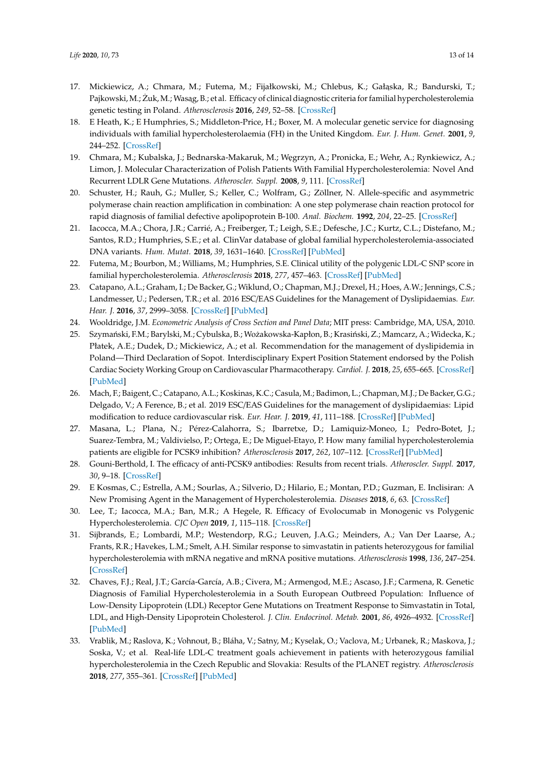17. Mickiewicz, A.; Chmara, M.; Futema, M.; Fijałkowski, M.; Chlebus, K.; Gałąska, R.; Bandurski, T.; Pajkowski, M.; Żuk, M.; Wasąg, B.; et al. Efficacy of clinical diagnostic criteria for familial hypercholesterolemia genetic testing in Poland. *Atherosclerosis* **2016**, *249*, 52–58. [CrossRef]
18. E Heath, K.; E Humphries, S.; Middleton-Price, H.; Boxer, M. A molecular genetic service for diagnosing individuals with familial hypercholesterolaemia (FH) in the United Kingdom. *Eur. J. Hum. Genet.* **2001**, *9*, 244–252. [CrossRef]
19. Chmara, M.; Kubalska, J.; Bednarska-Makaruk, M.; Węgrzyn, A.; Pronicka, E.; Wehr, A.; Rynkiewicz, A.; Limon, J. Molecular Characterization of Polish Patients With Familial Hypercholesterolemia: Novel And Recurrent LDLR Gene Mutations. *Atheroscler. Suppl.* **2008**, *9*, 111. [CrossRef]
20. Schuster, H.; Rauh, G.; Muller, S.; Keller, C.; Wolfram, G.; Zöllner, N. Allele-specific and asymmetric polymerase chain reaction amplification in combination: A one step polymerase chain reaction protocol for rapid diagnosis of familial defective apolipoprotein B-100. *Anal. Biochem.* **1992**, *204*, 22–25. [CrossRef]
21. Iacocca, M.A.; Chora, J.R.; Carrié, A.; Freiberger, T.; Leigh, S.E.; Defesche, J.C.; Kurtz, C.L.; Distefano, M.; Santos, R.D.; Humphries, S.E.; et al. ClinVar database of global familial hypercholesterolemia-associated DNA variants. *Hum. Mutat.* **2018**, *39*, 1631–1640. [CrossRef] [PubMed]
22. Futema, M.; Bourbon, M.; Williams, M.; Humphries, S.E. Clinical utility of the polygenic LDL-C SNP score in familial hypercholesterolemia. *Atherosclerosis* **2018**, *277*, 457–463. [CrossRef] [PubMed]
23. Catapano, A.L.; Graham, I.; De Backer, G.; Wiklund, O.; Chapman, M.J.; Drexel, H.; Hoes, A.W.; Jennings, C.S.; Landmesser, U.; Pedersen, T.R.; et al. 2016 ESC/EAS Guidelines for the Management of Dyslipidaemias. *Eur. Hear. J.* **2016**, *37*, 2999–3058. [CrossRef] [PubMed]
24. Wooldridge, J.M. *Econometric Analysis of Cross Section and Panel Data*; MIT press: Cambridge, MA, USA, 2010.
25. Szymański, F.M.; Barylski, M.; Cybulska, B.; Wożakowska-Kapłon, B.; Krasiński, Z.; Mamcarz, A.; Widecka, K.; Płatek, A.E.; Dudek, D.; Mickiewicz, A.; et al. Recommendation for the management of dyslipidemia in Poland—Third Declaration of Sopot. Interdisciplinary Expert Position Statement endorsed by the Polish Cardiac Society Working Group on Cardiovascular Pharmacotherapy. *Cardiol. J.* **2018**, *25*, 655–665. [CrossRef] [PubMed]
26. Mach, F.; Baigent, C.; Catapano, A.L.; Koskinas, K.C.; Casula, M.; Badimon, L.; Chapman, M.J.; De Backer, G.G.; Delgado, V.; A Ference, B.; et al. 2019 ESC/EAS Guidelines for the management of dyslipidaemias: Lipid modification to reduce cardiovascular risk. *Eur. Hear. J.* **2019**, *41*, 111–188. [CrossRef] [PubMed]
27. Masana, L.; Plana, N.; Pérez-Calahorra, S.; Ibarretxe, D.; Lamiquiz-Moneo, I.; Pedro-Botet, J.; Suarez-Tembra, M.; Valdivielso, P.; Ortega, E.; De Miguel-Etayo, P. How many familial hypercholesterolemia patients are eligible for PCSK9 inhibition? *Atherosclerosis* **2017**, *262*, 107–112. [CrossRef] [PubMed]
28. Gouni-Berthold, I. The efficacy of anti-PCSK9 antibodies: Results from recent trials. *Atheroscler. Suppl.* **2017**, *30*, 9–18. [CrossRef]
29. E Kosmas, C.; Estrella, A.M.; Sourlas, A.; Silverio, D.; Hilario, E.; Montan, P.D.; Guzman, E. Inclisiran: A New Promising Agent in the Management of Hypercholesterolemia. *Diseases* **2018**, *6*, 63. [CrossRef]
30. Lee, T.; Iacocca, M.A.; Ban, M.R.; A Hegele, R. Efficacy of Evolocumab in Monogenic vs Polygenic Hypercholesterolemia. *CJC Open* **2019**, *1*, 115–118. [CrossRef]
31. Sijbrands, E.; Lombardi, M.P.; Westendorp, R.G.; Leuven, J.A.G.; Meinders, A.; Van Der Laarse, A.; Frants, R.R.; Havekes, L.M.; Smelt, A.H. Similar response to simvastatin in patients heterozygous for familial hypercholesterolemia with mRNA negative and mRNA positive mutations. *Atherosclerosis* **1998**, *136*, 247–254. [CrossRef]
32. Chaves, F.J.; Real, J.T.; García-García, A.B.; Civera, M.; Armengod, M.E.; Ascaso, J.F.; Carmena, R. Genetic Diagnosis of Familial Hypercholesterolemia in a South European Outbreed Population: Influence of Low-Density Lipoprotein (LDL) Receptor Gene Mutations on Treatment Response to Simvastatin in Total, LDL, and High-Density Lipoprotein Cholesterol. *J. Clin. Endocrinol. Metab.* **2001**, *86*, 4926–4932. [CrossRef] [PubMed]
33. Vrablik, M.; Raslova, K.; Vohnout, B.; Bláha, V.; Satny, M.; Kyselak, O.; Vaclova, M.; Urbanek, R.; Maskova, J.; Soska, V.; et al. Real-life LDL-C treatment goals achievement in patients with heterozygous familial hypercholesterolemia in the Czech Republic and Slovakia: Results of the PLANET registry. *Atherosclerosis* **2018**, *277*, 355–361. [CrossRef] [PubMed]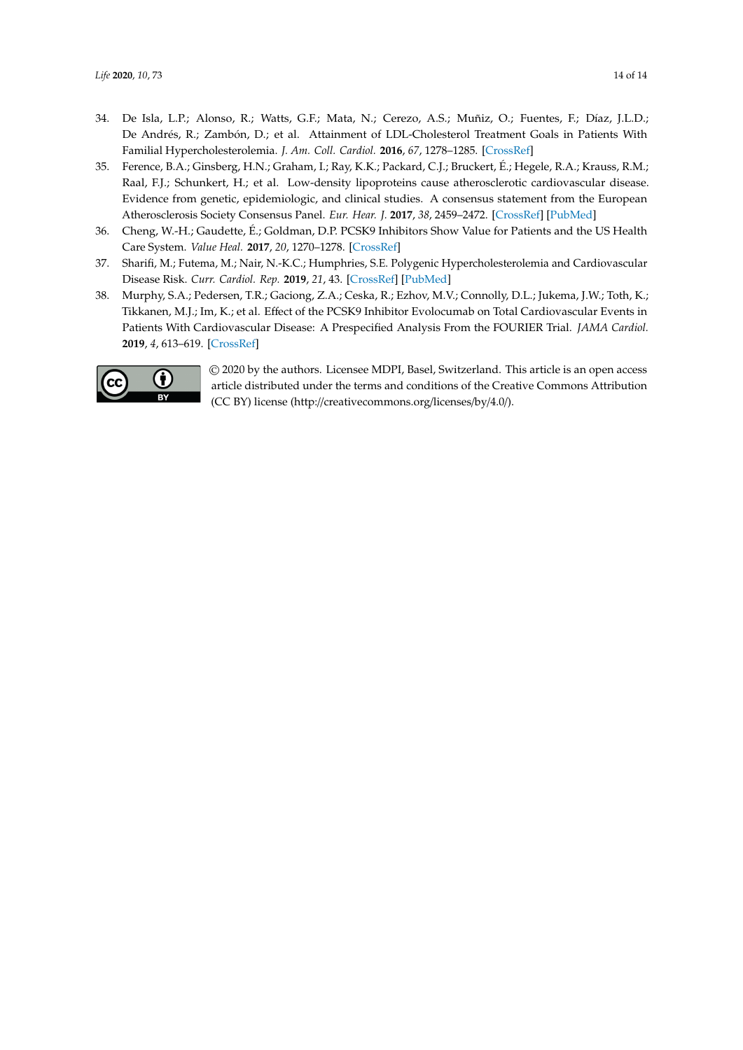34. De Isla, L.P.; Alonso, R.; Watts, G.F.; Mata, N.; Cerezo, A.S.; Muñiz, O.; Fuentes, F.; Díaz, J.L.D.; De Andrés, R.; Zambón, D.; et al. Attainment of LDL-Cholesterol Treatment Goals in Patients With Familial Hypercholesterolemia. *J. Am. Coll. Cardiol.* **2016**, *67*, 1278–1285. [CrossRef]
35. Ference, B.A.; Ginsberg, H.N.; Graham, I.; Ray, K.K.; Packard, C.J.; Bruckert, É.; Hegele, R.A.; Krauss, R.M.; Raal, F.J.; Schunkert, H.; et al. Low-density lipoproteins cause atherosclerotic cardiovascular disease. Evidence from genetic, epidemiologic, and clinical studies. A consensus statement from the European Atherosclerosis Society Consensus Panel. *Eur. Hear. J.* **2017**, *38*, 2459–2472. [CrossRef] [PubMed]
36. Cheng, W.-H.; Gaudette, É.; Goldman, D.P. PCSK9 Inhibitors Show Value for Patients and the US Health Care System. *Value Heal.* **2017**, *20*, 1270–1278. [CrossRef]
37. Sharifi, M.; Futema, M.; Nair, N.-K.C.; Humphries, S.E. Polygenic Hypercholesterolemia and Cardiovascular Disease Risk. *Curr. Cardiol. Rep.* **2019**, *21*, 43. [CrossRef] [PubMed]
38. Murphy, S.A.; Pedersen, T.R.; Gaciong, Z.A.; Ceska, R.; Ezhov, M.V.; Connolly, D.L.; Jukema, J.W.; Toth, K.; Tikkanen, M.J.; Im, K.; et al. Effect of the PCSK9 Inhibitor Evolocumab on Total Cardiovascular Events in Patients With Cardiovascular Disease: A Prespecified Analysis From the FOURIER Trial. *JAMA Cardiol.* **2019**, *4*, 613–619. [CrossRef]

© 2020 by the authors. Licensee MDPI, Basel, Switzerland. This article is an open access article distributed under the terms and conditions of the Creative Commons Attribution (CC BY) license (http://creativecommons.org/licenses/by/4.0/).